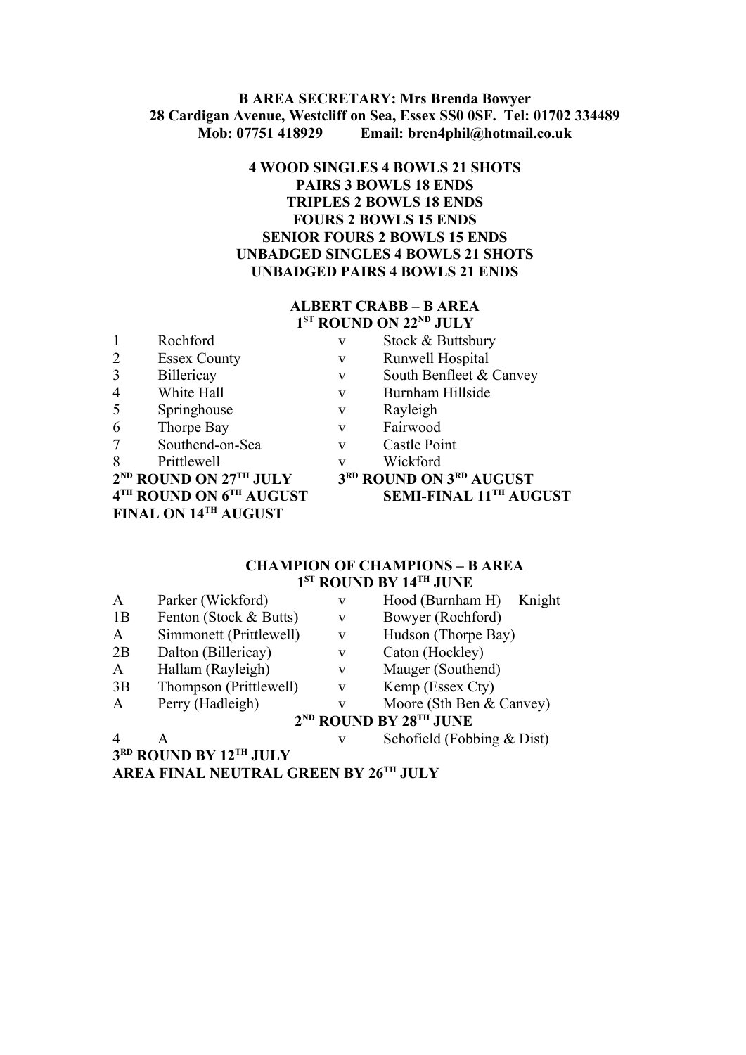**B AREA SECRETARY: Mrs Brenda Bowyer**
**28 Cardigan Avenue, Westcliff on Sea, Essex SS0 0SF. Tel: 01702 334489**
**Mob: 07751 418929 Email: bren4phil@hotmail.co.uk**

**4 WOOD SINGLES 4 BOWLS 21 SHOTS**
**PAIRS 3 BOWLS 18 ENDS**
**TRIPLES 2 BOWLS 18 ENDS**
**FOURS 2 BOWLS 15 ENDS**
**SENIOR FOURS 2 BOWLS 15 ENDS**
**UNBADGED SINGLES 4 BOWLS 21 SHOTS**
**UNBADGED PAIRS 4 BOWLS 21 ENDS**

## ALBERT CRABB – B AREA

**1ST ROUND ON 22ND JULY**

| | | | |
|---|---|---|---|
| 1 | Rochford | v | Stock & Buttsbury |
| 2 | Essex County | v | Runwell Hospital |
| 3 | Billericay | v | South Benfleet & Canvey |
| 4 | White Hall | v | Burnham Hillside |
| 5 | Springhouse | v | Rayleigh |
| 6 | Thorpe Bay | v | Fairwood |
| 7 | Southend-on-Sea | v | Castle Point |
| 8 | Prittlewell | v | Wickford |

**2ND ROUND ON 27TH JULY**
**3RD ROUND ON 3RD AUGUST**
**4TH ROUND ON 6TH AUGUST**
**SEMI-FINAL 11TH AUGUST**
**FINAL ON 14TH AUGUST**

## CHAMPION OF CHAMPIONS – B AREA

**1ST ROUND BY 14TH JUNE**

| | | | |
|---|---|---|---|
| A | Parker (Wickford) | v | Hood (Burnham H) Knight |
| 1B | Fenton (Stock & Butts) | v | Bowyer (Rochford) |
| A | Simmonett (Prittlewell) | v | Hudson (Thorpe Bay) |
| 2B | Dalton (Billericay) | v | Caton (Hockley) |
| A | Hallam (Rayleigh) | v | Mauger (Southend) |
| 3B | Thompson (Prittlewell) | v | Kemp (Essex Cty) |
| A | Perry (Hadleigh) | v | Moore (Sth Ben & Canvey) |

**2ND ROUND BY 28TH JUNE**

| | | | |
|---|---|---|---|
| 4 | A | v | Schofield (Fobbing & Dist) |

**3RD ROUND BY 12TH JULY**
**AREA FINAL NEUTRAL GREEN BY 26TH JULY**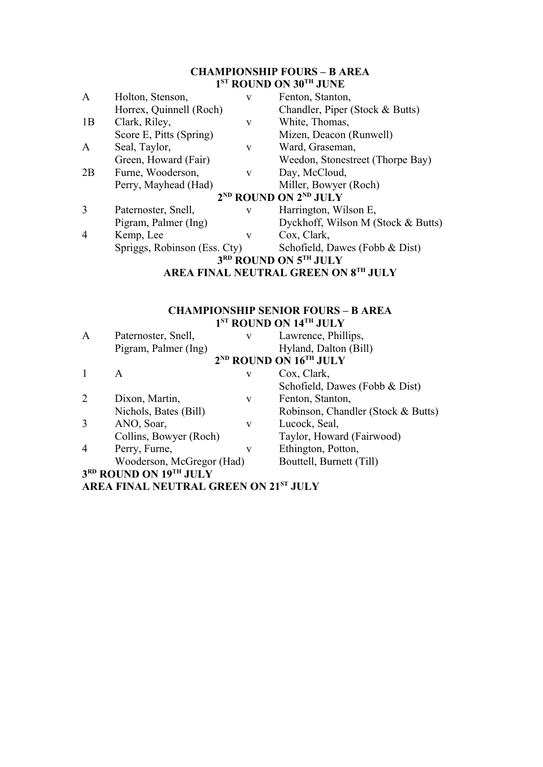**CHAMPIONSHIP FOURS – B AREA**
**1ST ROUND ON 30TH JUNE**

| | | | |
|---|---|---|---|
| A | Holton, Stenson, Horrex, Quinnell (Roch) | v | Fenton, Stanton, Chandler, Piper (Stock & Butts) |
| 1B | Clark, Riley, Score E, Pitts (Spring) | v | White, Thomas, Mizen, Deacon (Runwell) |
| A | Seal, Taylor, Green, Howard (Fair) | v | Ward, Graseman, Weedon, Stonestreet (Thorpe Bay) |
| 2B | Furne, Wooderson, Perry, Mayhead (Had) | v | Day, McCloud, Miller, Bowyer (Roch) |

**2ND ROUND ON 2ND JULY**

| | | | |
|---|---|---|---|
| 3 | Paternoster, Snell, Pigram, Palmer (Ing) | v | Harrington, Wilson E, Dyckhoff, Wilson M (Stock & Butts) |
| 4 | Kemp, Lee Spriggs, Robinson (Ess. Cty) | v | Cox, Clark, Schofield, Dawes (Fobb & Dist) |

**3RD ROUND ON 5TH JULY**

**AREA FINAL NEUTRAL GREEN ON 8TH JULY**

**CHAMPIONSHIP SENIOR FOURS – B AREA**
**1ST ROUND ON 14TH JULY**

| | | | |
|---|---|---|---|
| A | Paternoster, Snell, Pigram, Palmer (Ing) | v | Lawrence, Phillips, Hyland, Dalton (Bill) |

**2ND ROUND ON 16TH JULY**

| | | | |
|---|---|---|---|
| 1 | A | v | Cox, Clark, Schofield, Dawes (Fobb & Dist) |
| 2 | Dixon, Martin, Nichols, Bates (Bill) | v | Fenton, Stanton, Robinson, Chandler (Stock & Butts) |
| 3 | ANO, Soar, Collins, Bowyer (Roch) | v | Lucock, Seal, Taylor, Howard (Fairwood) |
| 4 | Perry, Furne, Wooderson, McGregor (Had) | v | Ethington, Potton, Bouttell, Burnett (Till) |

**3RD ROUND ON 19TH JULY**

**AREA FINAL NEUTRAL GREEN ON 21ST JULY**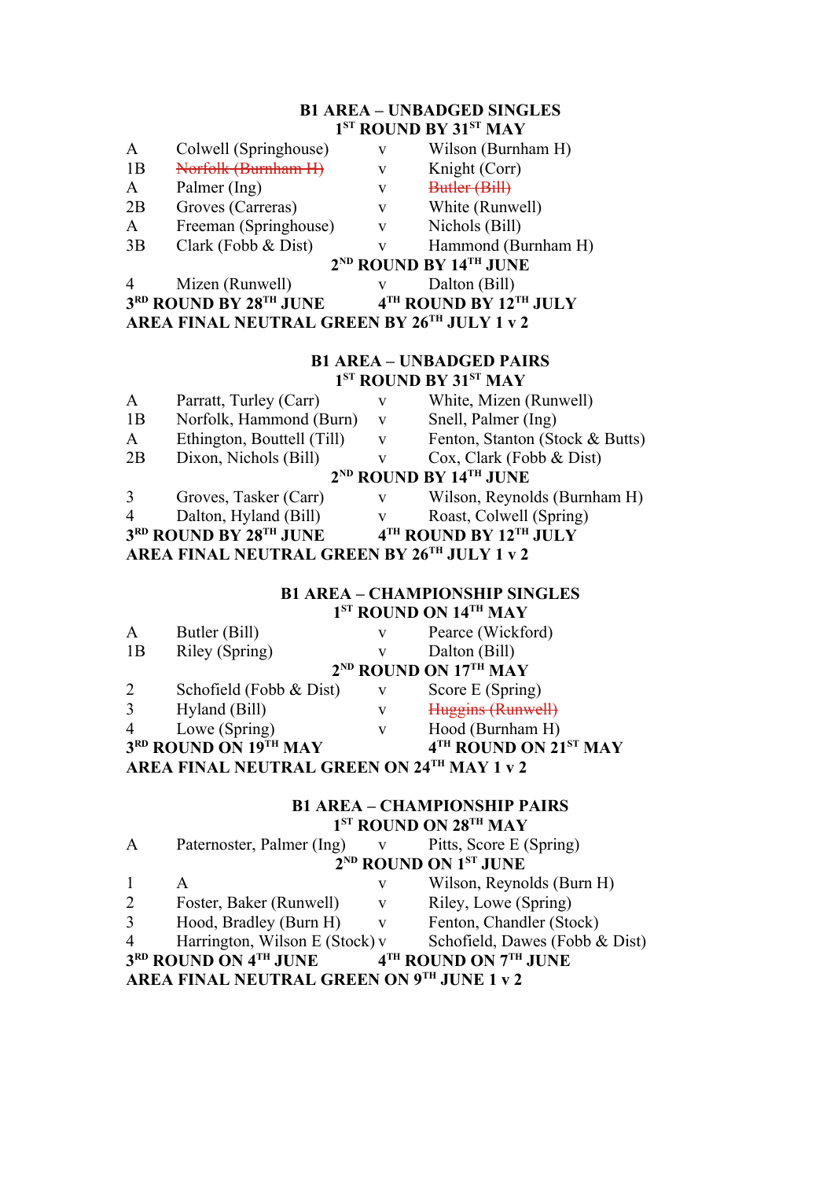## B1 AREA – UNBADGED SINGLES

**1ST ROUND BY 31ST MAY**

| | | | |
|---|---|---|---|
| A | Colwell (Springhouse) | v | Wilson (Burnham H) |
| 1B | ~~Norfolk (Burnham H)~~ | v | Knight (Corr) |
| A | Palmer (Ing) | v | ~~Butler (Bill)~~ |
| 2B | Groves (Carreras) | v | White (Runwell) |
| A | Freeman (Springhouse) | v | Nichols (Bill) |
| 3B | Clark (Fobb & Dist) | v | Hammond (Burnham H) |

**2ND ROUND BY 14TH JUNE**

| | | | |
|---|---|---|---|
| 4 | Mizen (Runwell) | v | Dalton (Bill) |

**3RD ROUND BY 28TH JUNE** **4TH ROUND BY 12TH JULY**

**AREA FINAL NEUTRAL GREEN BY 26TH JULY 1 v 2**

## B1 AREA – UNBADGED PAIRS

**1ST ROUND BY 31ST MAY**

| | | | |
|---|---|---|---|
| A | Parratt, Turley (Carr) | v | White, Mizen (Runwell) |
| 1B | Norfolk, Hammond (Burn) | v | Snell, Palmer (Ing) |
| A | Ethington, Bouttell (Till) | v | Fenton, Stanton (Stock & Butts) |
| 2B | Dixon, Nichols (Bill) | v | Cox, Clark (Fobb & Dist) |

**2ND ROUND BY 14TH JUNE**

| | | | |
|---|---|---|---|
| 3 | Groves, Tasker (Carr) | v | Wilson, Reynolds (Burnham H) |
| 4 | Dalton, Hyland (Bill) | v | Roast, Colwell (Spring) |

**3RD ROUND BY 28TH JUNE** **4TH ROUND BY 12TH JULY**

**AREA FINAL NEUTRAL GREEN BY 26TH JULY 1 v 2**

## B1 AREA – CHAMPIONSHIP SINGLES

**1ST ROUND ON 14TH MAY**

| | | | |
|---|---|---|---|
| A | Butler (Bill) | v | Pearce (Wickford) |
| 1B | Riley (Spring) | v | Dalton (Bill) |

**2ND ROUND ON 17TH MAY**

| | | | |
|---|---|---|---|
| 2 | Schofield (Fobb & Dist) | v | Score E (Spring) |
| 3 | Hyland (Bill) | v | ~~Huggins (Runwell)~~ |
| 4 | Lowe (Spring) | v | Hood (Burnham H) |

**3RD ROUND ON 19TH MAY** **4TH ROUND ON 21ST MAY**

**AREA FINAL NEUTRAL GREEN ON 24TH MAY 1 v 2**

## B1 AREA – CHAMPIONSHIP PAIRS

**1ST ROUND ON 28TH MAY**

| | | | |
|---|---|---|---|
| A | Paternoster, Palmer (Ing) | v | Pitts, Score E (Spring) |

**2ND ROUND ON 1ST JUNE**

| | | | |
|---|---|---|---|
| 1 | A | v | Wilson, Reynolds (Burn H) |
| 2 | Foster, Baker (Runwell) | v | Riley, Lowe (Spring) |
| 3 | Hood, Bradley (Burn H) | v | Fenton, Chandler (Stock) |
| 4 | Harrington, Wilson E (Stock) | v | Schofield, Dawes (Fobb & Dist) |

**3RD ROUND ON 4TH JUNE** **4TH ROUND ON 7TH JUNE**

**AREA FINAL NEUTRAL GREEN ON 9TH JUNE 1 v 2**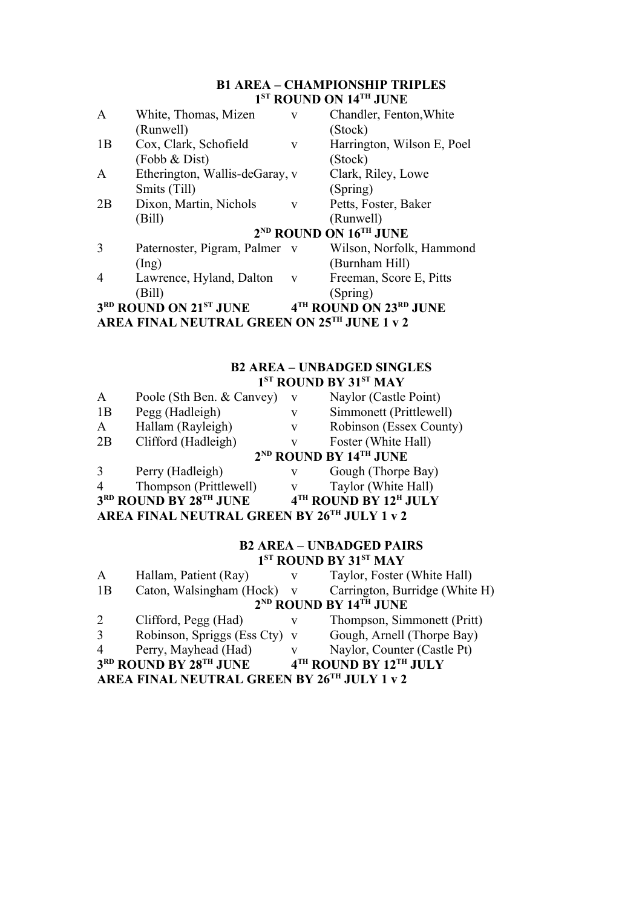## B1 AREA – CHAMPIONSHIP TRIPLES

### 1ST ROUND ON 14TH JUNE

| | | | |
|---|---|---|---|
| A | White, Thomas, Mizen (Runwell) | v | Chandler, Fenton,White (Stock) |
| 1B | Cox, Clark, Schofield (Fobb & Dist) | v | Harrington, Wilson E, Poel (Stock) |
| A | Etherington, Wallis-deGaray, Smits (Till) | v | Clark, Riley, Lowe (Spring) |
| 2B | Dixon, Martin, Nichols (Bill) | v | Petts, Foster, Baker (Runwell) |

### 2ND ROUND ON 16TH JUNE

| | | | |
|---|---|---|---|
| 3 | Paternoster, Pigram, Palmer (Ing) | v | Wilson, Norfolk, Hammond (Burnham Hill) |
| 4 | Lawrence, Hyland, Dalton (Bill) | v | Freeman, Score E, Pitts (Spring) |

**3RD ROUND ON 21ST JUNE** **4TH ROUND ON 23RD JUNE**

**AREA FINAL NEUTRAL GREEN ON 25TH JUNE 1 v 2**

## B2 AREA – UNBADGED SINGLES

### 1ST ROUND BY 31ST MAY

| | | | |
|---|---|---|---|
| A | Poole (Sth Ben. & Canvey) | v | Naylor (Castle Point) |
| 1B | Pegg (Hadleigh) | v | Simmonett (Prittlewell) |
| A | Hallam (Rayleigh) | v | Robinson (Essex County) |
| 2B | Clifford (Hadleigh) | v | Foster (White Hall) |

### 2ND ROUND BY 14TH JUNE

| | | | |
|---|---|---|---|
| 3 | Perry (Hadleigh) | v | Gough (Thorpe Bay) |
| 4 | Thompson (Prittlewell) | v | Taylor (White Hall) |

**3RD ROUND BY 28TH JUNE** **4TH ROUND BY 12H JULY**

**AREA FINAL NEUTRAL GREEN BY 26TH JULY 1 v 2**

## B2 AREA – UNBADGED PAIRS

### 1ST ROUND BY 31ST MAY

| | | | |
|---|---|---|---|
| A | Hallam, Patient (Ray) | v | Taylor, Foster (White Hall) |
| 1B | Caton, Walsingham (Hock) | v | Carrington, Burridge (White H) |

### 2ND ROUND BY 14TH JUNE

| | | | |
|---|---|---|---|
| 2 | Clifford, Pegg (Had) | v | Thompson, Simmonett (Pritt) |
| 3 | Robinson, Spriggs (Ess Cty) | v | Gough, Arnell (Thorpe Bay) |
| 4 | Perry, Mayhead (Had) | v | Naylor, Counter (Castle Pt) |

**3RD ROUND BY 28TH JUNE** **4TH ROUND BY 12TH JULY**

**AREA FINAL NEUTRAL GREEN BY 26TH JULY 1 v 2**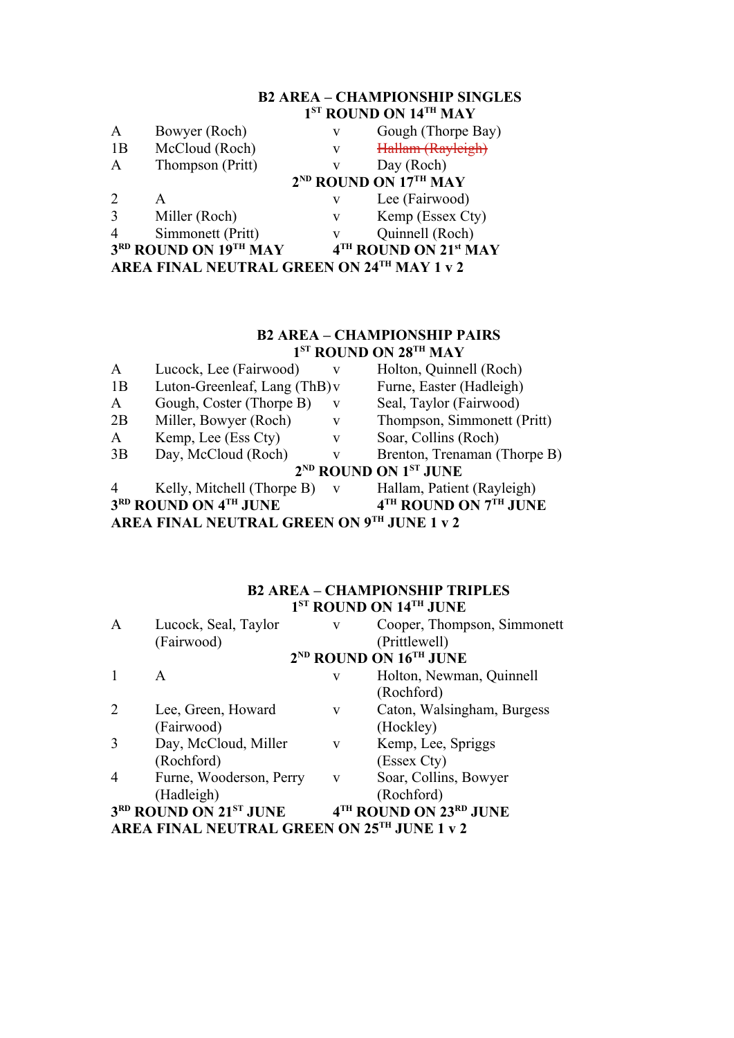## B2 AREA – CHAMPIONSHIP SINGLES

**1ST ROUND ON 14TH MAY**

| | | | |
|---|---|---|---|
| A | Bowyer (Roch) | v | Gough (Thorpe Bay) |
| 1B | McCloud (Roch) | v | ~~Hallam (Rayleigh)~~ |
| A | Thompson (Pritt) | v | Day (Roch) |

**2ND ROUND ON 17TH MAY**

| | | | |
|---|---|---|---|
| 2 | A | v | Lee (Fairwood) |
| 3 | Miller (Roch) | v | Kemp (Essex Cty) |
| 4 | Simmonett (Pritt) | v | Quinnell (Roch) |

**3RD ROUND ON 19TH MAY** **4TH ROUND ON 21st MAY**

**AREA FINAL NEUTRAL GREEN ON 24TH MAY 1 v 2**

## B2 AREA – CHAMPIONSHIP PAIRS

**1ST ROUND ON 28TH MAY**

| | | | |
|---|---|---|---|
| A | Lucock, Lee (Fairwood) | v | Holton, Quinnell (Roch) |
| 1B | Luton-Greenleaf, Lang (ThB) | v | Furne, Easter (Hadleigh) |
| A | Gough, Coster (Thorpe B) | v | Seal, Taylor (Fairwood) |
| 2B | Miller, Bowyer (Roch) | v | Thompson, Simmonett (Pritt) |
| A | Kemp, Lee (Ess Cty) | v | Soar, Collins (Roch) |
| 3B | Day, McCloud (Roch) | v | Brenton, Trenaman (Thorpe B) |

**2ND ROUND ON 1ST JUNE**

| | | | |
|---|---|---|---|
| 4 | Kelly, Mitchell (Thorpe B) | v | Hallam, Patient (Rayleigh) |

**3RD ROUND ON 4TH JUNE** **4TH ROUND ON 7TH JUNE**

**AREA FINAL NEUTRAL GREEN ON 9TH JUNE 1 v 2**

## B2 AREA – CHAMPIONSHIP TRIPLES

**1ST ROUND ON 14TH JUNE**

| | | | |
|---|---|---|---|
| A | Lucock, Seal, Taylor (Fairwood) | v | Cooper, Thompson, Simmonett (Prittlewell) |

**2ND ROUND ON 16TH JUNE**

| | | | |
|---|---|---|---|
| 1 | A | v | Holton, Newman, Quinnell (Rochford) |
| 2 | Lee, Green, Howard (Fairwood) | v | Caton, Walsingham, Burgess (Hockley) |
| 3 | Day, McCloud, Miller (Rochford) | v | Kemp, Lee, Spriggs (Essex Cty) |
| 4 | Furne, Wooderson, Perry (Hadleigh) | v | Soar, Collins, Bowyer (Rochford) |

**3RD ROUND ON 21ST JUNE** **4TH ROUND ON 23RD JUNE**

**AREA FINAL NEUTRAL GREEN ON 25TH JUNE 1 v 2**